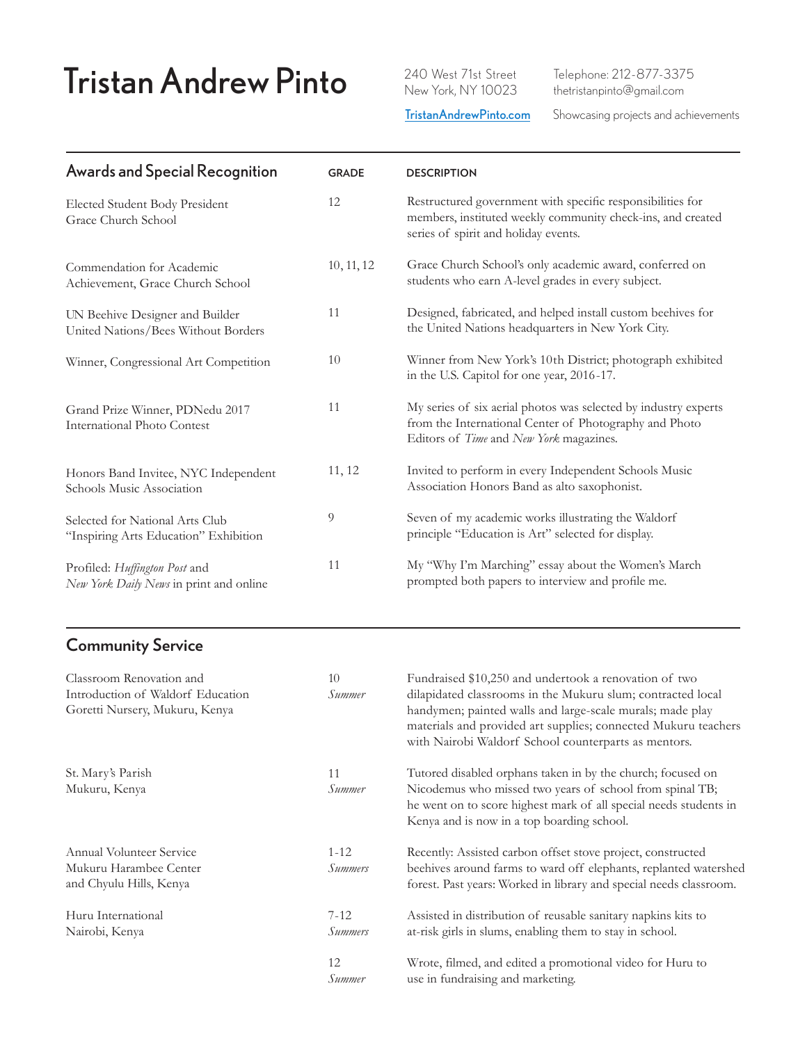# Tristan Andrew Pinto

240 West 71st Street
New York, NY 10023

Telephone: 212-877-3375
thetristanpinto@gmail.com

TristanAndrewPinto.com — Showcasing projects and achievements

## Awards and Special Recognition

| Awards and Special Recognition | GRADE | DESCRIPTION |
|---|---|---|
| Elected Student Body President<br>Grace Church School | 12 | Restructured government with specific responsibilities for members, instituted weekly community check-ins, and created series of spirit and holiday events. |
| Commendation for Academic Achievement, Grace Church School | 10, 11, 12 | Grace Church School's only academic award, conferred on students who earn A-level grades in every subject. |
| UN Beehive Designer and Builder<br>United Nations/Bees Without Borders | 11 | Designed, fabricated, and helped install custom beehives for the United Nations headquarters in New York City. |
| Winner, Congressional Art Competition | 10 | Winner from New York's 10th District; photograph exhibited in the U.S. Capitol for one year, 2016-17. |
| Grand Prize Winner, PDNedu 2017 International Photo Contest | 11 | My series of six aerial photos was selected by industry experts from the International Center of Photography and Photo Editors of *Time* and *New York* magazines. |
| Honors Band Invitee, NYC Independent Schools Music Association | 11, 12 | Invited to perform in every Independent Schools Music Association Honors Band as alto saxophonist. |
| Selected for National Arts Club "Inspiring Arts Education" Exhibition | 9 | Seven of my academic works illustrating the Waldorf principle "Education is Art" selected for display. |
| Profiled: *Huffington Post* and *New York Daily News* in print and online | 11 | My "Why I'm Marching" essay about the Women's March prompted both papers to interview and profile me. |

## Community Service

| Community Service | Grade | Description |
|---|---|---|
| Classroom Renovation and Introduction of Waldorf Education<br>Goretti Nursery, Mukuru, Kenya | 10<br>*Summer* | Fundraised $10,250 and undertook a renovation of two dilapidated classrooms in the Mukuru slum; contracted local handymen; painted walls and large-scale murals; made play materials and provided art supplies; connected Mukuru teachers with Nairobi Waldorf School counterparts as mentors. |
| St. Mary's Parish<br>Mukuru, Kenya | 11<br>*Summer* | Tutored disabled orphans taken in by the church; focused on Nicodemus who missed two years of school from spinal TB; he went on to score highest mark of all special needs students in Kenya and is now in a top boarding school. |
| Annual Volunteer Service<br>Mukuru Harambee Center and Chyulu Hills, Kenya | 1-12<br>*Summers* | Recently: Assisted carbon offset stove project, constructed beehives around farms to ward off elephants, replanted watershed forest. Past years: Worked in library and special needs classroom. |
| Huru International<br>Nairobi, Kenya | 7-12<br>*Summers* | Assisted in distribution of reusable sanitary napkins kits to at-risk girls in slums, enabling them to stay in school. |
| | 12<br>*Summer* | Wrote, filmed, and edited a promotional video for Huru to use in fundraising and marketing. |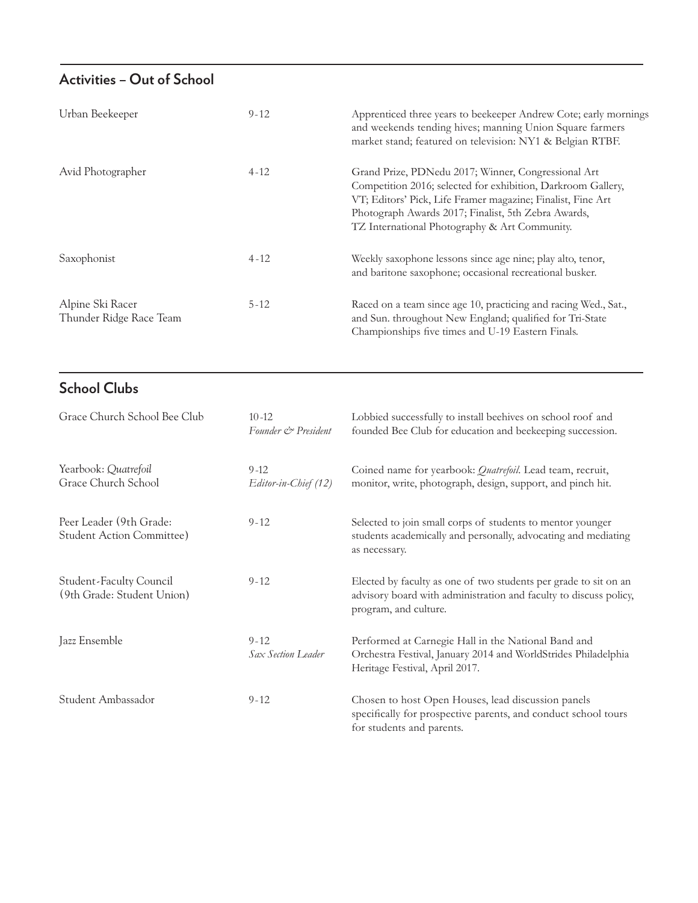## Activities – Out of School

| | | |
|---|---|---|
| Urban Beekeeper | 9-12 | Apprenticed three years to beekeeper Andrew Cote; early mornings and weekends tending hives; manning Union Square farmers market stand; featured on television: NY1 & Belgian RTBF. |
| Avid Photographer | 4-12 | Grand Prize, PDNedu 2017; Winner, Congressional Art Competition 2016; selected for exhibition, Darkroom Gallery, VT; Editors' Pick, Life Framer magazine; Finalist, Fine Art Photograph Awards 2017; Finalist, 5th Zebra Awards, TZ International Photography & Art Community. |
| Saxophonist | 4-12 | Weekly saxophone lessons since age nine; play alto, tenor, and baritone saxophone; occasional recreational busker. |
| Alpine Ski Racer<br>Thunder Ridge Race Team | 5-12 | Raced on a team since age 10, practicing and racing Wed., Sat., and Sun. throughout New England; qualified for Tri-State Championships five times and U-19 Eastern Finals. |

## School Clubs

| | | |
|---|---|---|
| Grace Church School Bee Club | 10-12<br>*Founder & President* | Lobbied successfully to install beehives on school roof and founded Bee Club for education and beekeeping succession. |
| Yearbook: *Quatrefoil*<br>Grace Church School | 9-12<br>*Editor-in-Chief (12)* | Coined name for yearbook: *Quatrefoil*. Lead team, recruit, monitor, write, photograph, design, support, and pinch hit. |
| Peer Leader (9th Grade: Student Action Committee) | 9-12 | Selected to join small corps of students to mentor younger students academically and personally, advocating and mediating as necessary. |
| Student-Faculty Council (9th Grade: Student Union) | 9-12 | Elected by faculty as one of two students per grade to sit on an advisory board with administration and faculty to discuss policy, program, and culture. |
| Jazz Ensemble | 9-12<br>*Sax Section Leader* | Performed at Carnegie Hall in the National Band and Orchestra Festival, January 2014 and WorldStrides Philadelphia Heritage Festival, April 2017. |
| Student Ambassador | 9-12 | Chosen to host Open Houses, lead discussion panels specifically for prospective parents, and conduct school tours for students and parents. |